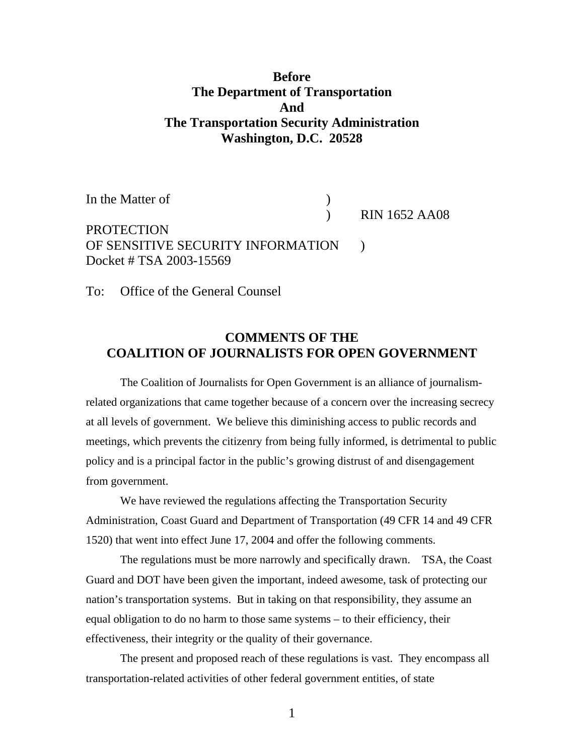**Before**
**The Department of Transportation**
**And**
**The Transportation Security Administration**
**Washington, D.C. 20528**

In the Matter of )
) RIN 1652 AA08
PROTECTION
OF SENSITIVE SECURITY INFORMATION )
Docket # TSA 2003-15569

To: Office of the General Counsel

## COMMENTS OF THE COALITION OF JOURNALISTS FOR OPEN GOVERNMENT

The Coalition of Journalists for Open Government is an alliance of journalism-related organizations that came together because of a concern over the increasing secrecy at all levels of government. We believe this diminishing access to public records and meetings, which prevents the citizenry from being fully informed, is detrimental to public policy and is a principal factor in the public's growing distrust of and disengagement from government.

We have reviewed the regulations affecting the Transportation Security Administration, Coast Guard and Department of Transportation (49 CFR 14 and 49 CFR 1520) that went into effect June 17, 2004 and offer the following comments.

The regulations must be more narrowly and specifically drawn. TSA, the Coast Guard and DOT have been given the important, indeed awesome, task of protecting our nation's transportation systems. But in taking on that responsibility, they assume an equal obligation to do no harm to those same systems – to their efficiency, their effectiveness, their integrity or the quality of their governance.

The present and proposed reach of these regulations is vast. They encompass all transportation-related activities of other federal government entities, of state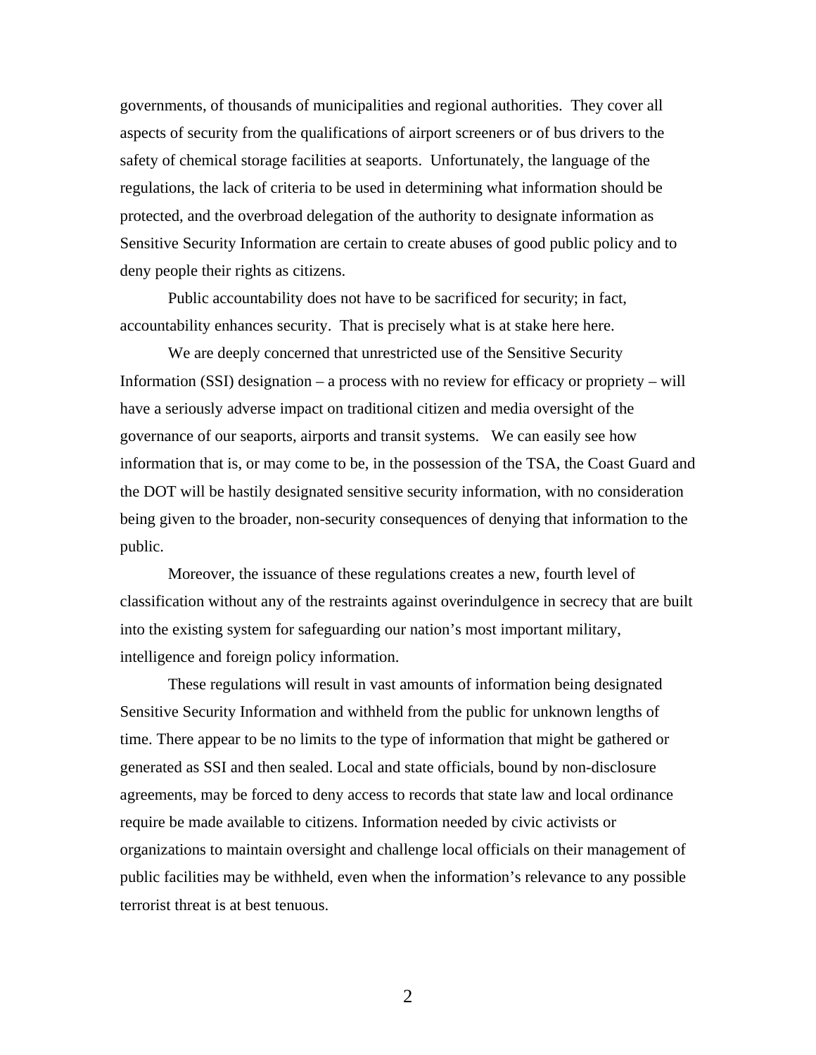governments, of thousands of municipalities and regional authorities. They cover all aspects of security from the qualifications of airport screeners or of bus drivers to the safety of chemical storage facilities at seaports. Unfortunately, the language of the regulations, the lack of criteria to be used in determining what information should be protected, and the overbroad delegation of the authority to designate information as Sensitive Security Information are certain to create abuses of good public policy and to deny people their rights as citizens.

Public accountability does not have to be sacrificed for security; in fact, accountability enhances security. That is precisely what is at stake here here.

We are deeply concerned that unrestricted use of the Sensitive Security Information (SSI) designation – a process with no review for efficacy or propriety – will have a seriously adverse impact on traditional citizen and media oversight of the governance of our seaports, airports and transit systems. We can easily see how information that is, or may come to be, in the possession of the TSA, the Coast Guard and the DOT will be hastily designated sensitive security information, with no consideration being given to the broader, non-security consequences of denying that information to the public.

Moreover, the issuance of these regulations creates a new, fourth level of classification without any of the restraints against overindulgence in secrecy that are built into the existing system for safeguarding our nation's most important military, intelligence and foreign policy information.

These regulations will result in vast amounts of information being designated Sensitive Security Information and withheld from the public for unknown lengths of time. There appear to be no limits to the type of information that might be gathered or generated as SSI and then sealed. Local and state officials, bound by non-disclosure agreements, may be forced to deny access to records that state law and local ordinance require be made available to citizens. Information needed by civic activists or organizations to maintain oversight and challenge local officials on their management of public facilities may be withheld, even when the information's relevance to any possible terrorist threat is at best tenuous.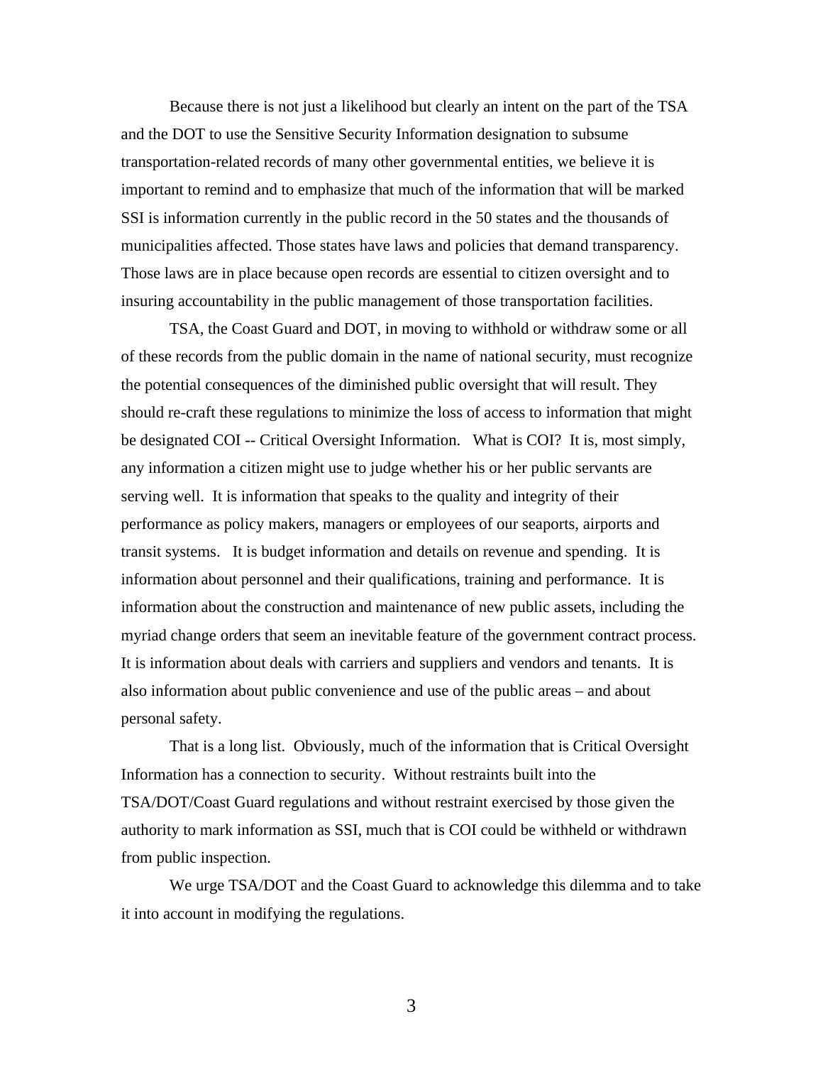Because there is not just a likelihood but clearly an intent on the part of the TSA and the DOT to use the Sensitive Security Information designation to subsume transportation-related records of many other governmental entities, we believe it is important to remind and to emphasize that much of the information that will be marked SSI is information currently in the public record in the 50 states and the thousands of municipalities affected. Those states have laws and policies that demand transparency. Those laws are in place because open records are essential to citizen oversight and to insuring accountability in the public management of those transportation facilities.

TSA, the Coast Guard and DOT, in moving to withhold or withdraw some or all of these records from the public domain in the name of national security, must recognize the potential consequences of the diminished public oversight that will result. They should re-craft these regulations to minimize the loss of access to information that might be designated COI -- Critical Oversight Information. What is COI? It is, most simply, any information a citizen might use to judge whether his or her public servants are serving well. It is information that speaks to the quality and integrity of their performance as policy makers, managers or employees of our seaports, airports and transit systems. It is budget information and details on revenue and spending. It is information about personnel and their qualifications, training and performance. It is information about the construction and maintenance of new public assets, including the myriad change orders that seem an inevitable feature of the government contract process. It is information about deals with carriers and suppliers and vendors and tenants. It is also information about public convenience and use of the public areas – and about personal safety.

That is a long list. Obviously, much of the information that is Critical Oversight Information has a connection to security. Without restraints built into the TSA/DOT/Coast Guard regulations and without restraint exercised by those given the authority to mark information as SSI, much that is COI could be withheld or withdrawn from public inspection.

We urge TSA/DOT and the Coast Guard to acknowledge this dilemma and to take it into account in modifying the regulations.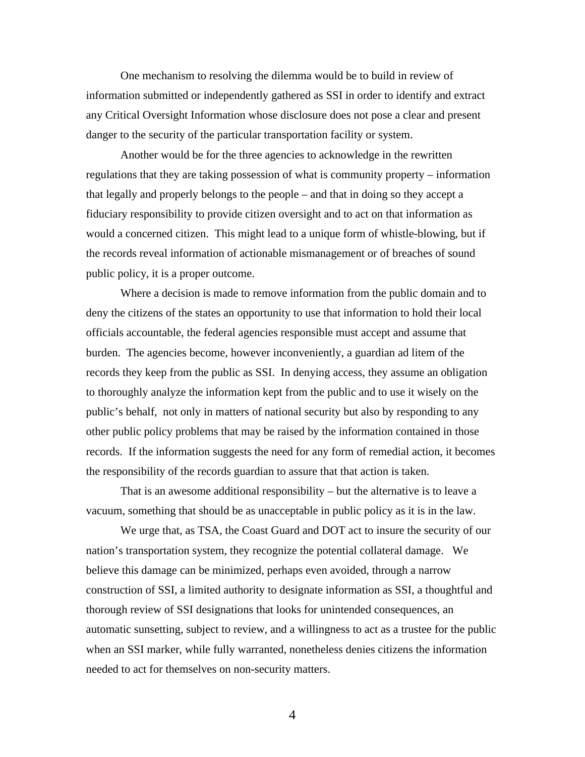One mechanism to resolving the dilemma would be to build in review of information submitted or independently gathered as SSI in order to identify and extract any Critical Oversight Information whose disclosure does not pose a clear and present danger to the security of the particular transportation facility or system.

Another would be for the three agencies to acknowledge in the rewritten regulations that they are taking possession of what is community property – information that legally and properly belongs to the people – and that in doing so they accept a fiduciary responsibility to provide citizen oversight and to act on that information as would a concerned citizen. This might lead to a unique form of whistle-blowing, but if the records reveal information of actionable mismanagement or of breaches of sound public policy, it is a proper outcome.

Where a decision is made to remove information from the public domain and to deny the citizens of the states an opportunity to use that information to hold their local officials accountable, the federal agencies responsible must accept and assume that burden. The agencies become, however inconveniently, a guardian ad litem of the records they keep from the public as SSI. In denying access, they assume an obligation to thoroughly analyze the information kept from the public and to use it wisely on the public's behalf, not only in matters of national security but also by responding to any other public policy problems that may be raised by the information contained in those records. If the information suggests the need for any form of remedial action, it becomes the responsibility of the records guardian to assure that that action is taken.

That is an awesome additional responsibility – but the alternative is to leave a vacuum, something that should be as unacceptable in public policy as it is in the law.

We urge that, as TSA, the Coast Guard and DOT act to insure the security of our nation's transportation system, they recognize the potential collateral damage. We believe this damage can be minimized, perhaps even avoided, through a narrow construction of SSI, a limited authority to designate information as SSI, a thoughtful and thorough review of SSI designations that looks for unintended consequences, an automatic sunsetting, subject to review, and a willingness to act as a trustee for the public when an SSI marker, while fully warranted, nonetheless denies citizens the information needed to act for themselves on non-security matters.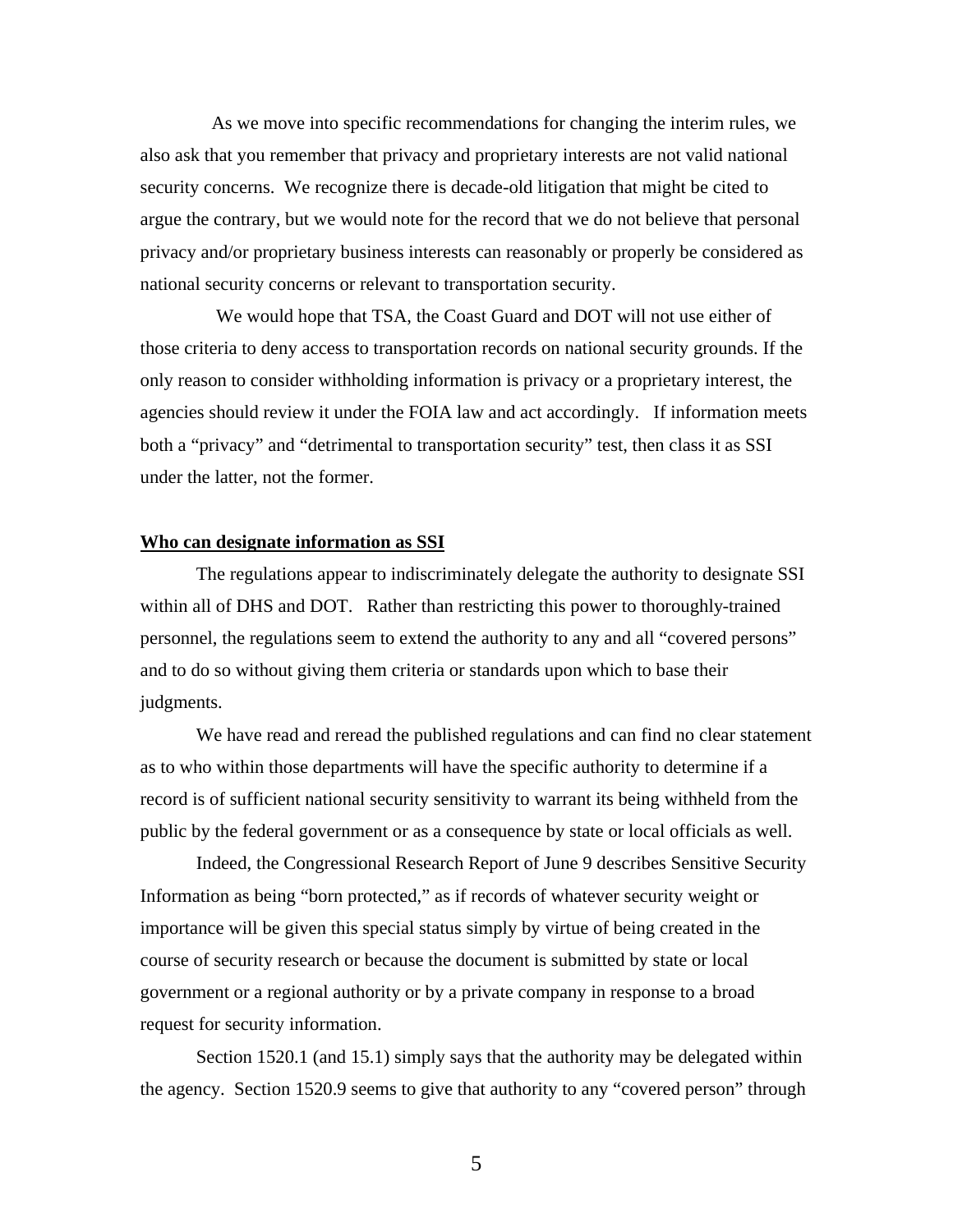As we move into specific recommendations for changing the interim rules, we also ask that you remember that privacy and proprietary interests are not valid national security concerns. We recognize there is decade-old litigation that might be cited to argue the contrary, but we would note for the record that we do not believe that personal privacy and/or proprietary business interests can reasonably or properly be considered as national security concerns or relevant to transportation security.

We would hope that TSA, the Coast Guard and DOT will not use either of those criteria to deny access to transportation records on national security grounds. If the only reason to consider withholding information is privacy or a proprietary interest, the agencies should review it under the FOIA law and act accordingly. If information meets both a "privacy" and "detrimental to transportation security" test, then class it as SSI under the latter, not the former.

**Who can designate information as SSI**

The regulations appear to indiscriminately delegate the authority to designate SSI within all of DHS and DOT. Rather than restricting this power to thoroughly-trained personnel, the regulations seem to extend the authority to any and all "covered persons" and to do so without giving them criteria or standards upon which to base their judgments.

We have read and reread the published regulations and can find no clear statement as to who within those departments will have the specific authority to determine if a record is of sufficient national security sensitivity to warrant its being withheld from the public by the federal government or as a consequence by state or local officials as well.

Indeed, the Congressional Research Report of June 9 describes Sensitive Security Information as being "born protected," as if records of whatever security weight or importance will be given this special status simply by virtue of being created in the course of security research or because the document is submitted by state or local government or a regional authority or by a private company in response to a broad request for security information.

Section 1520.1 (and 15.1) simply says that the authority may be delegated within the agency. Section 1520.9 seems to give that authority to any "covered person" through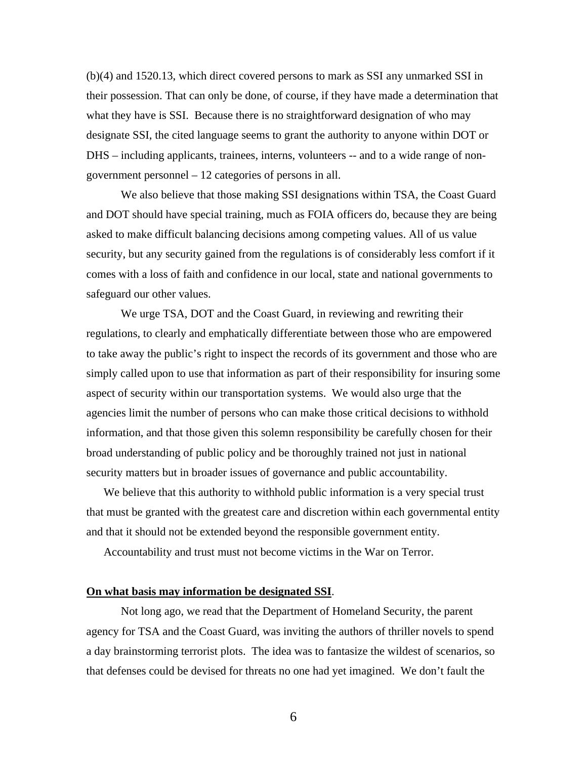(b)(4) and 1520.13, which direct covered persons to mark as SSI any unmarked SSI in their possession. That can only be done, of course, if they have made a determination that what they have is SSI. Because there is no straightforward designation of who may designate SSI, the cited language seems to grant the authority to anyone within DOT or DHS – including applicants, trainees, interns, volunteers -- and to a wide range of non-government personnel – 12 categories of persons in all.

We also believe that those making SSI designations within TSA, the Coast Guard and DOT should have special training, much as FOIA officers do, because they are being asked to make difficult balancing decisions among competing values. All of us value security, but any security gained from the regulations is of considerably less comfort if it comes with a loss of faith and confidence in our local, state and national governments to safeguard our other values.

We urge TSA, DOT and the Coast Guard, in reviewing and rewriting their regulations, to clearly and emphatically differentiate between those who are empowered to take away the public's right to inspect the records of its government and those who are simply called upon to use that information as part of their responsibility for insuring some aspect of security within our transportation systems. We would also urge that the agencies limit the number of persons who can make those critical decisions to withhold information, and that those given this solemn responsibility be carefully chosen for their broad understanding of public policy and be thoroughly trained not just in national security matters but in broader issues of governance and public accountability.

We believe that this authority to withhold public information is a very special trust that must be granted with the greatest care and discretion within each governmental entity and that it should not be extended beyond the responsible government entity.

Accountability and trust must not become victims in the War on Terror.

**On what basis may information be designated SSI**.

Not long ago, we read that the Department of Homeland Security, the parent agency for TSA and the Coast Guard, was inviting the authors of thriller novels to spend a day brainstorming terrorist plots. The idea was to fantasize the wildest of scenarios, so that defenses could be devised for threats no one had yet imagined. We don't fault the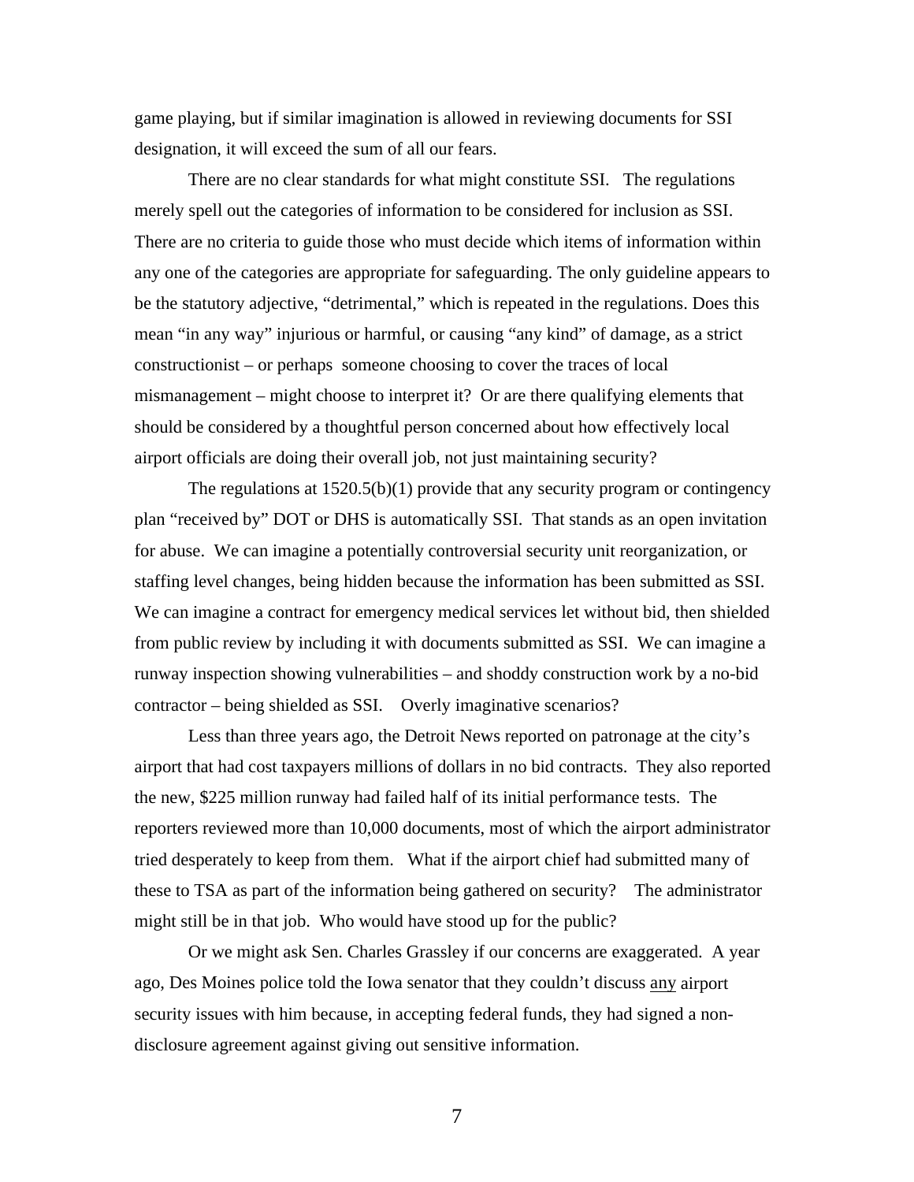game playing, but if similar imagination is allowed in reviewing documents for SSI designation, it will exceed the sum of all our fears.

There are no clear standards for what might constitute SSI. The regulations merely spell out the categories of information to be considered for inclusion as SSI. There are no criteria to guide those who must decide which items of information within any one of the categories are appropriate for safeguarding. The only guideline appears to be the statutory adjective, "detrimental," which is repeated in the regulations. Does this mean "in any way" injurious or harmful, or causing "any kind" of damage, as a strict constructionist – or perhaps someone choosing to cover the traces of local mismanagement – might choose to interpret it? Or are there qualifying elements that should be considered by a thoughtful person concerned about how effectively local airport officials are doing their overall job, not just maintaining security?

The regulations at 1520.5(b)(1) provide that any security program or contingency plan "received by" DOT or DHS is automatically SSI. That stands as an open invitation for abuse. We can imagine a potentially controversial security unit reorganization, or staffing level changes, being hidden because the information has been submitted as SSI. We can imagine a contract for emergency medical services let without bid, then shielded from public review by including it with documents submitted as SSI. We can imagine a runway inspection showing vulnerabilities – and shoddy construction work by a no-bid contractor – being shielded as SSI. Overly imaginative scenarios?

Less than three years ago, the Detroit News reported on patronage at the city's airport that had cost taxpayers millions of dollars in no bid contracts. They also reported the new, $225 million runway had failed half of its initial performance tests. The reporters reviewed more than 10,000 documents, most of which the airport administrator tried desperately to keep from them. What if the airport chief had submitted many of these to TSA as part of the information being gathered on security? The administrator might still be in that job. Who would have stood up for the public?

Or we might ask Sen. Charles Grassley if our concerns are exaggerated. A year ago, Des Moines police told the Iowa senator that they couldn't discuss <u>any</u> airport security issues with him because, in accepting federal funds, they had signed a non-disclosure agreement against giving out sensitive information.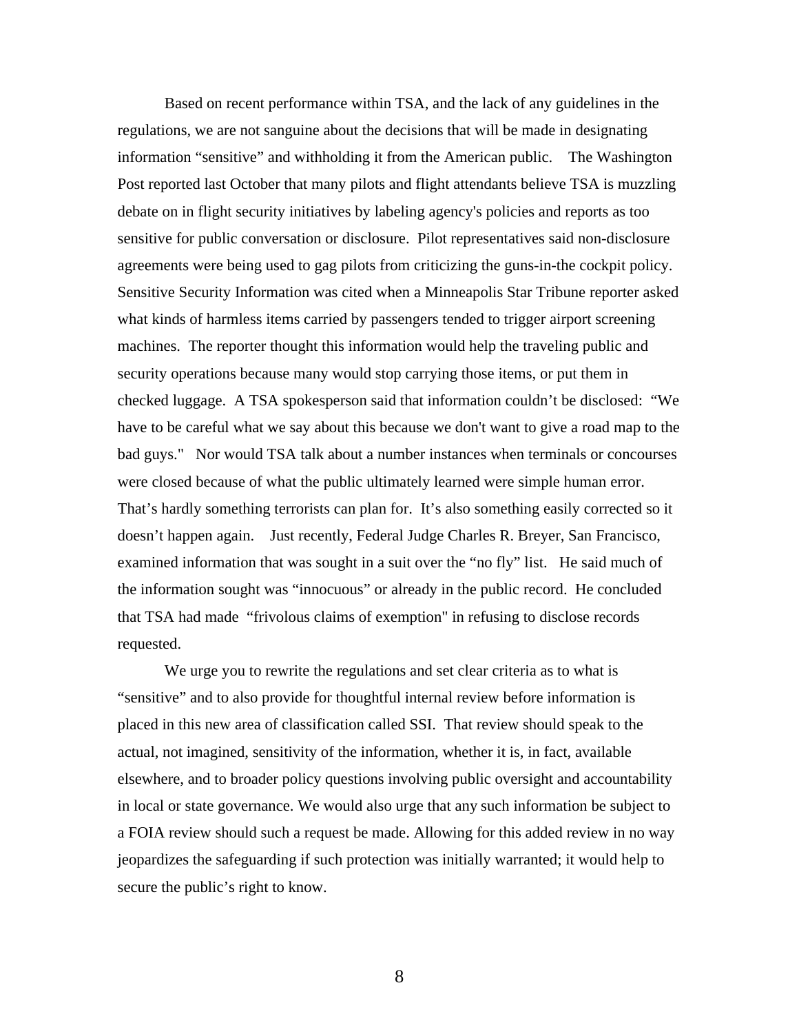Based on recent performance within TSA, and the lack of any guidelines in the regulations, we are not sanguine about the decisions that will be made in designating information "sensitive" and withholding it from the American public. The Washington Post reported last October that many pilots and flight attendants believe TSA is muzzling debate on in flight security initiatives by labeling agency's policies and reports as too sensitive for public conversation or disclosure. Pilot representatives said non-disclosure agreements were being used to gag pilots from criticizing the guns-in-the cockpit policy. Sensitive Security Information was cited when a Minneapolis Star Tribune reporter asked what kinds of harmless items carried by passengers tended to trigger airport screening machines. The reporter thought this information would help the traveling public and security operations because many would stop carrying those items, or put them in checked luggage. A TSA spokesperson said that information couldn't be disclosed: "We have to be careful what we say about this because we don't want to give a road map to the bad guys." Nor would TSA talk about a number instances when terminals or concourses were closed because of what the public ultimately learned were simple human error. That's hardly something terrorists can plan for. It's also something easily corrected so it doesn't happen again. Just recently, Federal Judge Charles R. Breyer, San Francisco, examined information that was sought in a suit over the "no fly" list. He said much of the information sought was "innocuous" or already in the public record. He concluded that TSA had made "frivolous claims of exemption" in refusing to disclose records requested.

We urge you to rewrite the regulations and set clear criteria as to what is "sensitive" and to also provide for thoughtful internal review before information is placed in this new area of classification called SSI. That review should speak to the actual, not imagined, sensitivity of the information, whether it is, in fact, available elsewhere, and to broader policy questions involving public oversight and accountability in local or state governance. We would also urge that any such information be subject to a FOIA review should such a request be made. Allowing for this added review in no way jeopardizes the safeguarding if such protection was initially warranted; it would help to secure the public's right to know.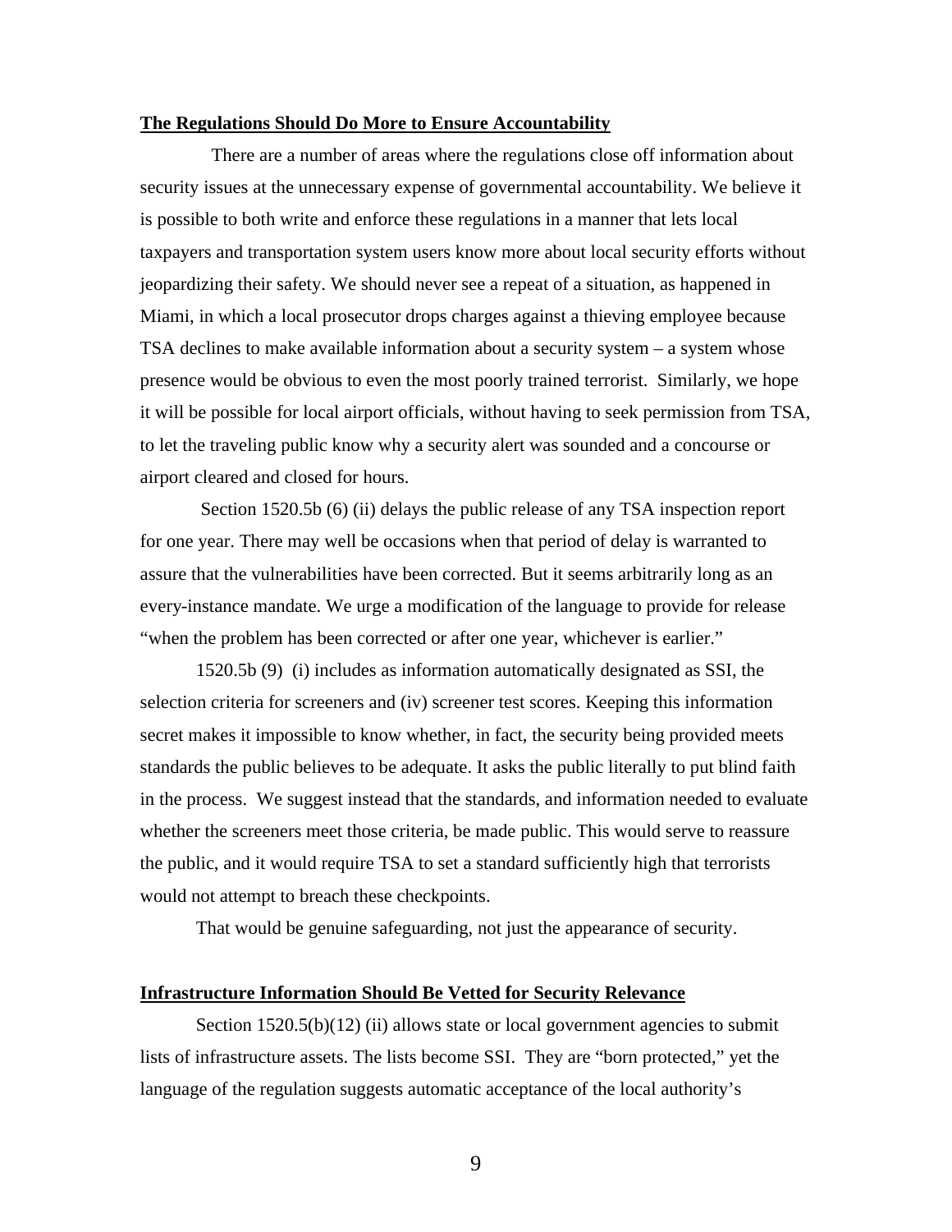**The Regulations Should Do More to Ensure Accountability**

There are a number of areas where the regulations close off information about security issues at the unnecessary expense of governmental accountability. We believe it is possible to both write and enforce these regulations in a manner that lets local taxpayers and transportation system users know more about local security efforts without jeopardizing their safety. We should never see a repeat of a situation, as happened in Miami, in which a local prosecutor drops charges against a thieving employee because TSA declines to make available information about a security system – a system whose presence would be obvious to even the most poorly trained terrorist. Similarly, we hope it will be possible for local airport officials, without having to seek permission from TSA, to let the traveling public know why a security alert was sounded and a concourse or airport cleared and closed for hours.

Section 1520.5b (6) (ii) delays the public release of any TSA inspection report for one year. There may well be occasions when that period of delay is warranted to assure that the vulnerabilities have been corrected. But it seems arbitrarily long as an every-instance mandate. We urge a modification of the language to provide for release "when the problem has been corrected or after one year, whichever is earlier."

1520.5b (9) (i) includes as information automatically designated as SSI, the selection criteria for screeners and (iv) screener test scores. Keeping this information secret makes it impossible to know whether, in fact, the security being provided meets standards the public believes to be adequate. It asks the public literally to put blind faith in the process. We suggest instead that the standards, and information needed to evaluate whether the screeners meet those criteria, be made public. This would serve to reassure the public, and it would require TSA to set a standard sufficiently high that terrorists would not attempt to breach these checkpoints.

That would be genuine safeguarding, not just the appearance of security.

**Infrastructure Information Should Be Vetted for Security Relevance**

Section 1520.5(b)(12) (ii) allows state or local government agencies to submit lists of infrastructure assets. The lists become SSI. They are "born protected," yet the language of the regulation suggests automatic acceptance of the local authority's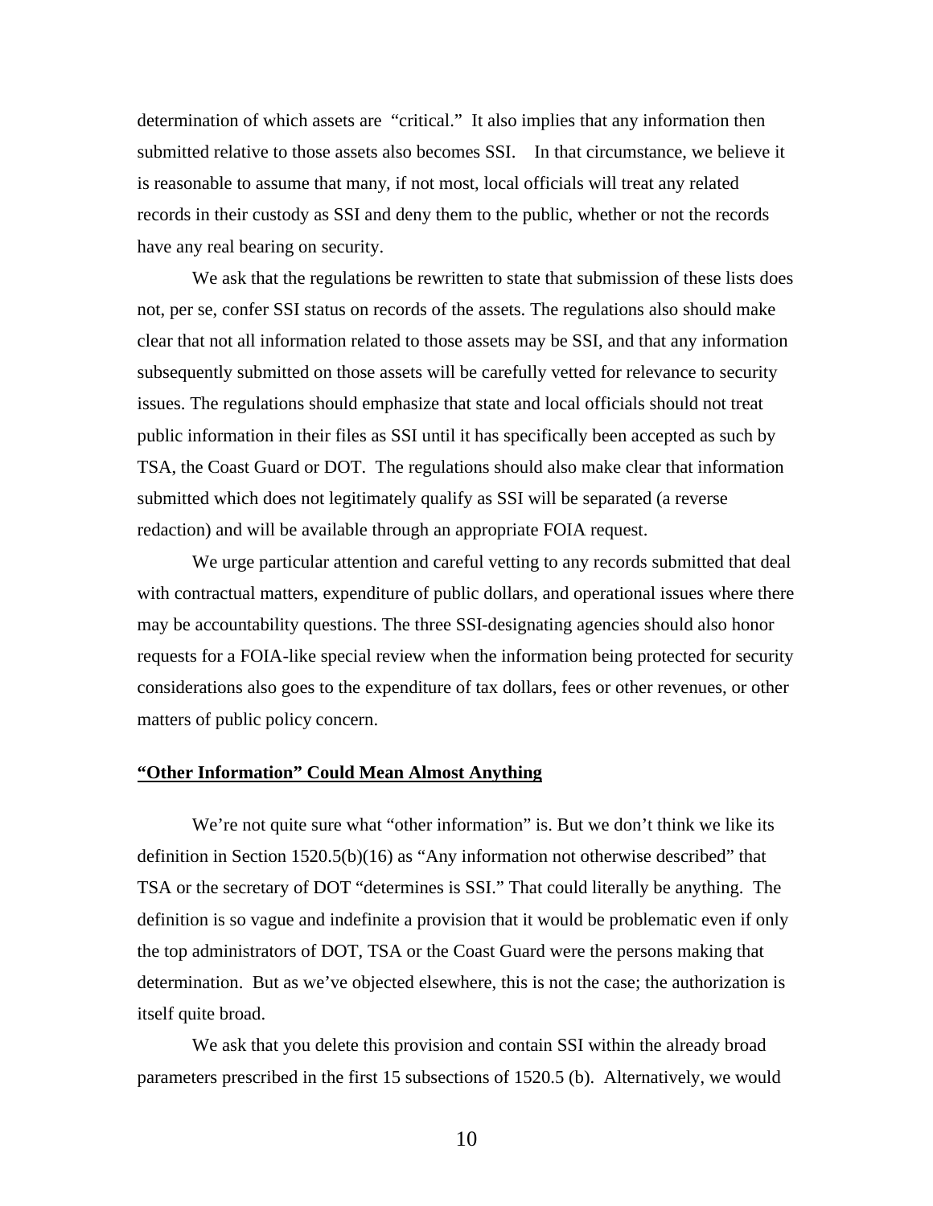determination of which assets are "critical." It also implies that any information then submitted relative to those assets also becomes SSI. In that circumstance, we believe it is reasonable to assume that many, if not most, local officials will treat any related records in their custody as SSI and deny them to the public, whether or not the records have any real bearing on security.

We ask that the regulations be rewritten to state that submission of these lists does not, per se, confer SSI status on records of the assets. The regulations also should make clear that not all information related to those assets may be SSI, and that any information subsequently submitted on those assets will be carefully vetted for relevance to security issues. The regulations should emphasize that state and local officials should not treat public information in their files as SSI until it has specifically been accepted as such by TSA, the Coast Guard or DOT. The regulations should also make clear that information submitted which does not legitimately qualify as SSI will be separated (a reverse redaction) and will be available through an appropriate FOIA request.

We urge particular attention and careful vetting to any records submitted that deal with contractual matters, expenditure of public dollars, and operational issues where there may be accountability questions. The three SSI-designating agencies should also honor requests for a FOIA-like special review when the information being protected for security considerations also goes to the expenditure of tax dollars, fees or other revenues, or other matters of public policy concern.

**"Other Information" Could Mean Almost Anything**

We're not quite sure what "other information" is. But we don't think we like its definition in Section 1520.5(b)(16) as "Any information not otherwise described" that TSA or the secretary of DOT "determines is SSI." That could literally be anything. The definition is so vague and indefinite a provision that it would be problematic even if only the top administrators of DOT, TSA or the Coast Guard were the persons making that determination. But as we've objected elsewhere, this is not the case; the authorization is itself quite broad.

We ask that you delete this provision and contain SSI within the already broad parameters prescribed in the first 15 subsections of 1520.5 (b). Alternatively, we would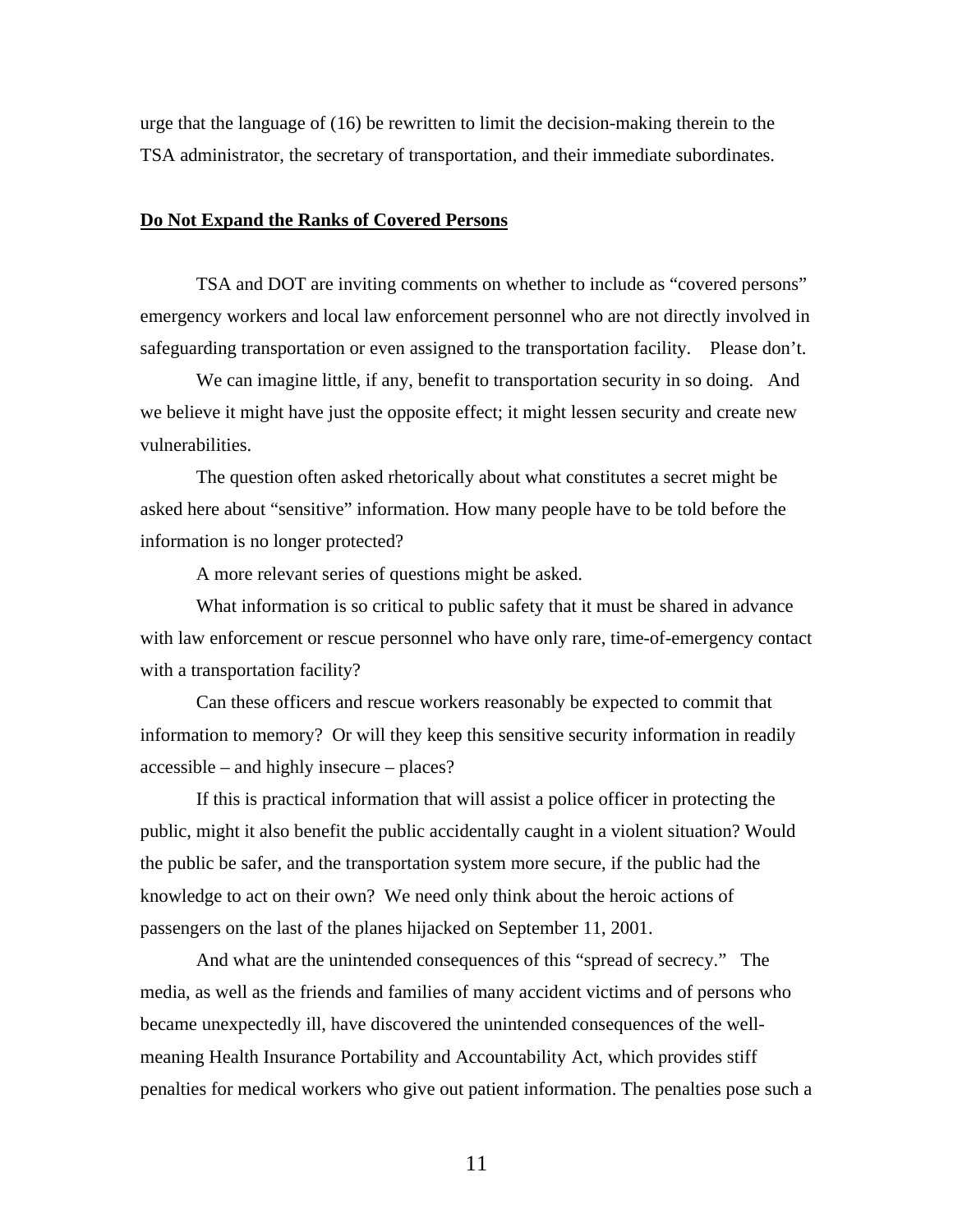urge that the language of (16) be rewritten to limit the decision-making therein to the TSA administrator, the secretary of transportation, and their immediate subordinates.

**Do Not Expand the Ranks of Covered Persons**

TSA and DOT are inviting comments on whether to include as "covered persons" emergency workers and local law enforcement personnel who are not directly involved in safeguarding transportation or even assigned to the transportation facility. Please don't.

We can imagine little, if any, benefit to transportation security in so doing. And we believe it might have just the opposite effect; it might lessen security and create new vulnerabilities.

The question often asked rhetorically about what constitutes a secret might be asked here about "sensitive" information. How many people have to be told before the information is no longer protected?

A more relevant series of questions might be asked.

What information is so critical to public safety that it must be shared in advance with law enforcement or rescue personnel who have only rare, time-of-emergency contact with a transportation facility?

Can these officers and rescue workers reasonably be expected to commit that information to memory? Or will they keep this sensitive security information in readily accessible – and highly insecure – places?

If this is practical information that will assist a police officer in protecting the public, might it also benefit the public accidentally caught in a violent situation? Would the public be safer, and the transportation system more secure, if the public had the knowledge to act on their own? We need only think about the heroic actions of passengers on the last of the planes hijacked on September 11, 2001.

And what are the unintended consequences of this "spread of secrecy." The media, as well as the friends and families of many accident victims and of persons who became unexpectedly ill, have discovered the unintended consequences of the well-meaning Health Insurance Portability and Accountability Act, which provides stiff penalties for medical workers who give out patient information. The penalties pose such a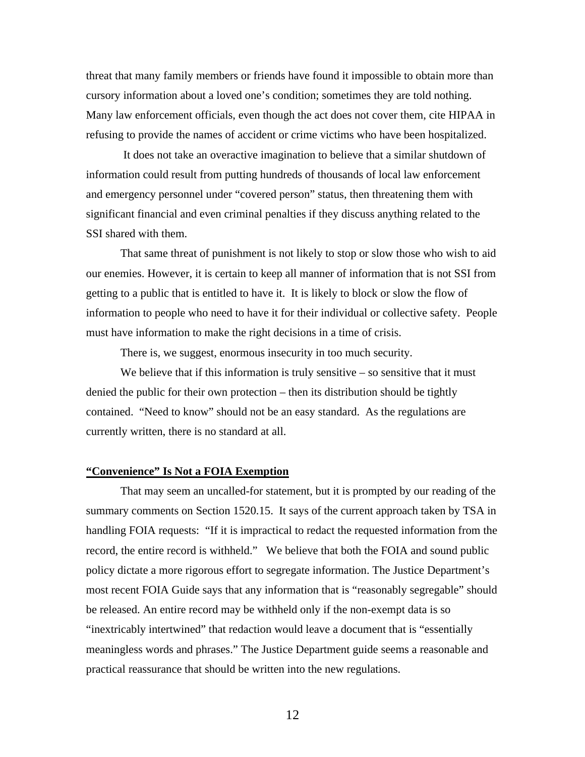threat that many family members or friends have found it impossible to obtain more than cursory information about a loved one's condition; sometimes they are told nothing. Many law enforcement officials, even though the act does not cover them, cite HIPAA in refusing to provide the names of accident or crime victims who have been hospitalized.

It does not take an overactive imagination to believe that a similar shutdown of information could result from putting hundreds of thousands of local law enforcement and emergency personnel under "covered person" status, then threatening them with significant financial and even criminal penalties if they discuss anything related to the SSI shared with them.

That same threat of punishment is not likely to stop or slow those who wish to aid our enemies. However, it is certain to keep all manner of information that is not SSI from getting to a public that is entitled to have it. It is likely to block or slow the flow of information to people who need to have it for their individual or collective safety. People must have information to make the right decisions in a time of crisis.

There is, we suggest, enormous insecurity in too much security.

We believe that if this information is truly sensitive – so sensitive that it must denied the public for their own protection – then its distribution should be tightly contained. "Need to know" should not be an easy standard. As the regulations are currently written, there is no standard at all.

## "Convenience" Is Not a FOIA Exemption

That may seem an uncalled-for statement, but it is prompted by our reading of the summary comments on Section 1520.15. It says of the current approach taken by TSA in handling FOIA requests: "If it is impractical to redact the requested information from the record, the entire record is withheld." We believe that both the FOIA and sound public policy dictate a more rigorous effort to segregate information. The Justice Department's most recent FOIA Guide says that any information that is "reasonably segregable" should be released. An entire record may be withheld only if the non-exempt data is so "inextricably intertwined" that redaction would leave a document that is "essentially meaningless words and phrases." The Justice Department guide seems a reasonable and practical reassurance that should be written into the new regulations.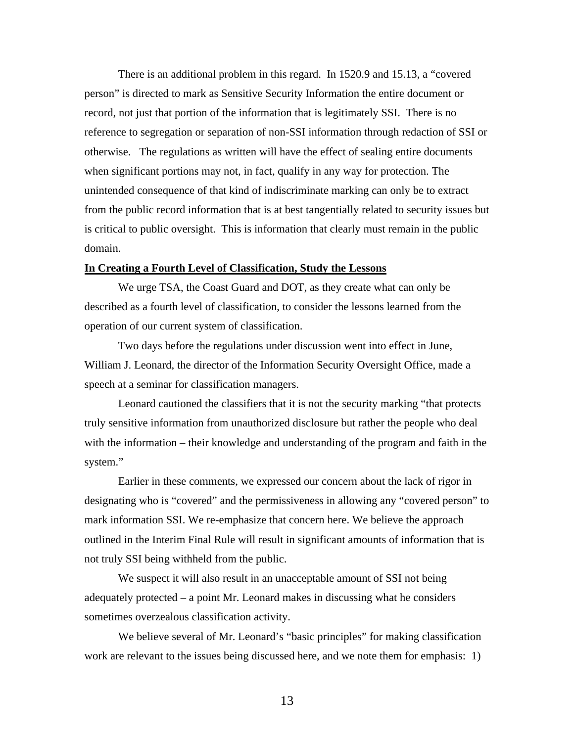There is an additional problem in this regard. In 1520.9 and 15.13, a "covered person" is directed to mark as Sensitive Security Information the entire document or record, not just that portion of the information that is legitimately SSI. There is no reference to segregation or separation of non-SSI information through redaction of SSI or otherwise. The regulations as written will have the effect of sealing entire documents when significant portions may not, in fact, qualify in any way for protection. The unintended consequence of that kind of indiscriminate marking can only be to extract from the public record information that is at best tangentially related to security issues but is critical to public oversight. This is information that clearly must remain in the public domain.

**<u>In Creating a Fourth Level of Classification, Study the Lessons</u>**

We urge TSA, the Coast Guard and DOT, as they create what can only be described as a fourth level of classification, to consider the lessons learned from the operation of our current system of classification.

Two days before the regulations under discussion went into effect in June, William J. Leonard, the director of the Information Security Oversight Office, made a speech at a seminar for classification managers.

Leonard cautioned the classifiers that it is not the security marking "that protects truly sensitive information from unauthorized disclosure but rather the people who deal with the information – their knowledge and understanding of the program and faith in the system."

Earlier in these comments, we expressed our concern about the lack of rigor in designating who is "covered" and the permissiveness in allowing any "covered person" to mark information SSI. We re-emphasize that concern here. We believe the approach outlined in the Interim Final Rule will result in significant amounts of information that is not truly SSI being withheld from the public.

We suspect it will also result in an unacceptable amount of SSI not being adequately protected – a point Mr. Leonard makes in discussing what he considers sometimes overzealous classification activity.

We believe several of Mr. Leonard's "basic principles" for making classification work are relevant to the issues being discussed here, and we note them for emphasis: 1)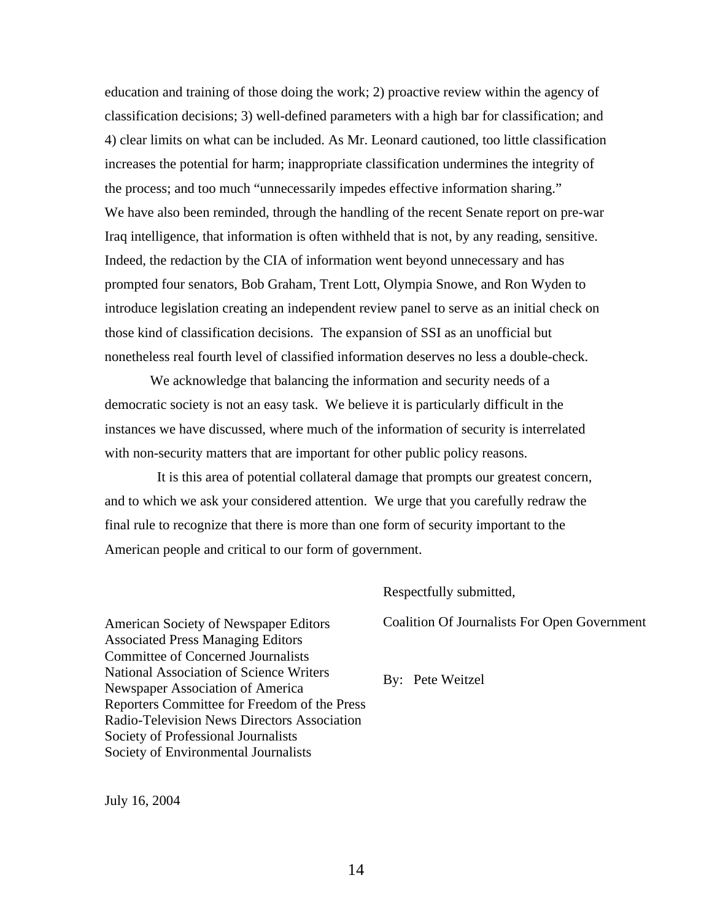education and training of those doing the work; 2) proactive review within the agency of classification decisions; 3) well-defined parameters with a high bar for classification; and 4) clear limits on what can be included. As Mr. Leonard cautioned, too little classification increases the potential for harm; inappropriate classification undermines the integrity of the process; and too much "unnecessarily impedes effective information sharing." We have also been reminded, through the handling of the recent Senate report on pre-war Iraq intelligence, that information is often withheld that is not, by any reading, sensitive. Indeed, the redaction by the CIA of information went beyond unnecessary and has prompted four senators, Bob Graham, Trent Lott, Olympia Snowe, and Ron Wyden to introduce legislation creating an independent review panel to serve as an initial check on those kind of classification decisions. The expansion of SSI as an unofficial but nonetheless real fourth level of classified information deserves no less a double-check.

We acknowledge that balancing the information and security needs of a democratic society is not an easy task. We believe it is particularly difficult in the instances we have discussed, where much of the information of security is interrelated with non-security matters that are important for other public policy reasons.

It is this area of potential collateral damage that prompts our greatest concern, and to which we ask your considered attention. We urge that you carefully redraw the final rule to recognize that there is more than one form of security important to the American people and critical to our form of government.

Respectfully submitted,

Coalition Of Journalists For Open Government

By: Pete Weitzel

American Society of Newspaper Editors
Associated Press Managing Editors
Committee of Concerned Journalists
National Association of Science Writers
Newspaper Association of America
Reporters Committee for Freedom of the Press
Radio-Television News Directors Association
Society of Professional Journalists
Society of Environmental Journalists

July 16, 2004